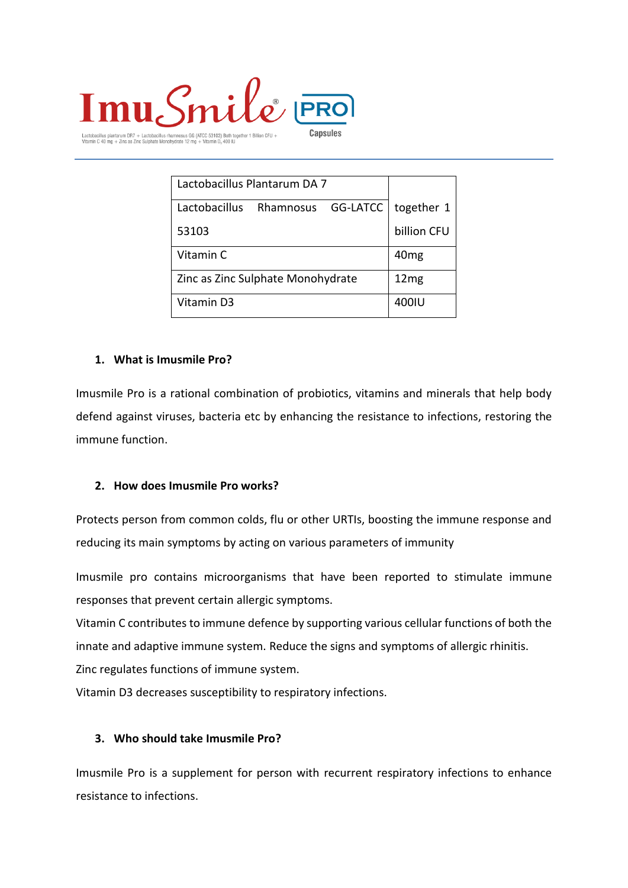# ImuSmile® PRO Capsules

Lactobacillus plantarum DR7 + Lactobacillus rhamnosus GG (ATCC 53103) Both together 1 Billion CFU + Vitamin C 40 mg + Zinc as Zinc Sulphate Monohydrate 12 mg + Vitamin $D_3$ 400 IU

| | |
|---|---|
| Lactobacillus Plantarum DA 7 | together 1 billion CFU |
| Lactobacillus Rhamnosus GG-LATCC 53103 | |
| Vitamin C | 40mg |
| Zinc as Zinc Sulphate Monohydrate | 12mg |
| Vitamin D3 | 400IU |

1. **What is Imusmile Pro?**

Imusmile Pro is a rational combination of probiotics, vitamins and minerals that help body defend against viruses, bacteria etc by enhancing the resistance to infections, restoring the immune function.

2. **How does Imusmile Pro works?**

Protects person from common colds, flu or other URTIs, boosting the immune response and reducing its main symptoms by acting on various parameters of immunity

Imusmile pro contains microorganisms that have been reported to stimulate immune responses that prevent certain allergic symptoms.
Vitamin C contributes to immune defence by supporting various cellular functions of both the innate and adaptive immune system. Reduce the signs and symptoms of allergic rhinitis.
Zinc regulates functions of immune system.
Vitamin D3 decreases susceptibility to respiratory infections.

3. **Who should take Imusmile Pro?**

Imusmile Pro is a supplement for person with recurrent respiratory infections to enhance resistance to infections.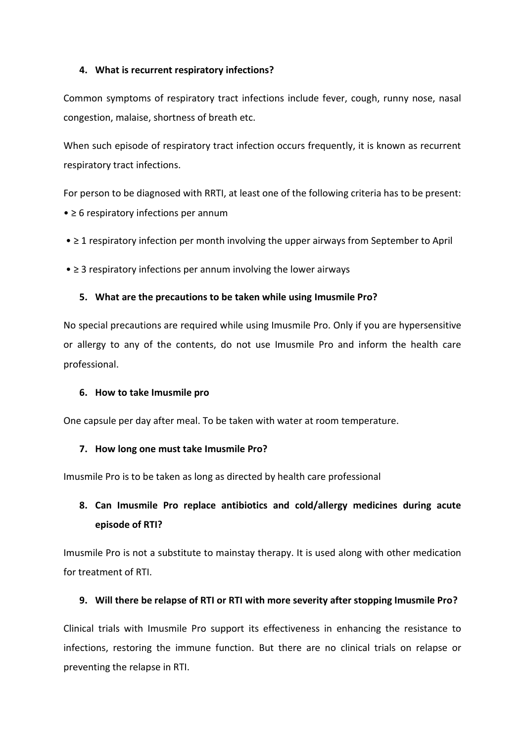4. **What is recurrent respiratory infections?**

Common symptoms of respiratory tract infections include fever, cough, runny nose, nasal congestion, malaise, shortness of breath etc.

When such episode of respiratory tract infection occurs frequently, it is known as recurrent respiratory tract infections.

For person to be diagnosed with RRTI, at least one of the following criteria has to be present:

- ≥ 6 respiratory infections per annum
- ≥ 1 respiratory infection per month involving the upper airways from September to April
- ≥ 3 respiratory infections per annum involving the lower airways

5. **What are the precautions to be taken while using Imusmile Pro?**

No special precautions are required while using Imusmile Pro. Only if you are hypersensitive or allergy to any of the contents, do not use Imusmile Pro and inform the health care professional.

6. **How to take Imusmile pro**

One capsule per day after meal. To be taken with water at room temperature.

7. **How long one must take Imusmile Pro?**

Imusmile Pro is to be taken as long as directed by health care professional

8. **Can Imusmile Pro replace antibiotics and cold/allergy medicines during acute episode of RTI?**

Imusmile Pro is not a substitute to mainstay therapy. It is used along with other medication for treatment of RTI.

9. **Will there be relapse of RTI or RTI with more severity after stopping Imusmile Pro?**

Clinical trials with Imusmile Pro support its effectiveness in enhancing the resistance to infections, restoring the immune function. But there are no clinical trials on relapse or preventing the relapse in RTI.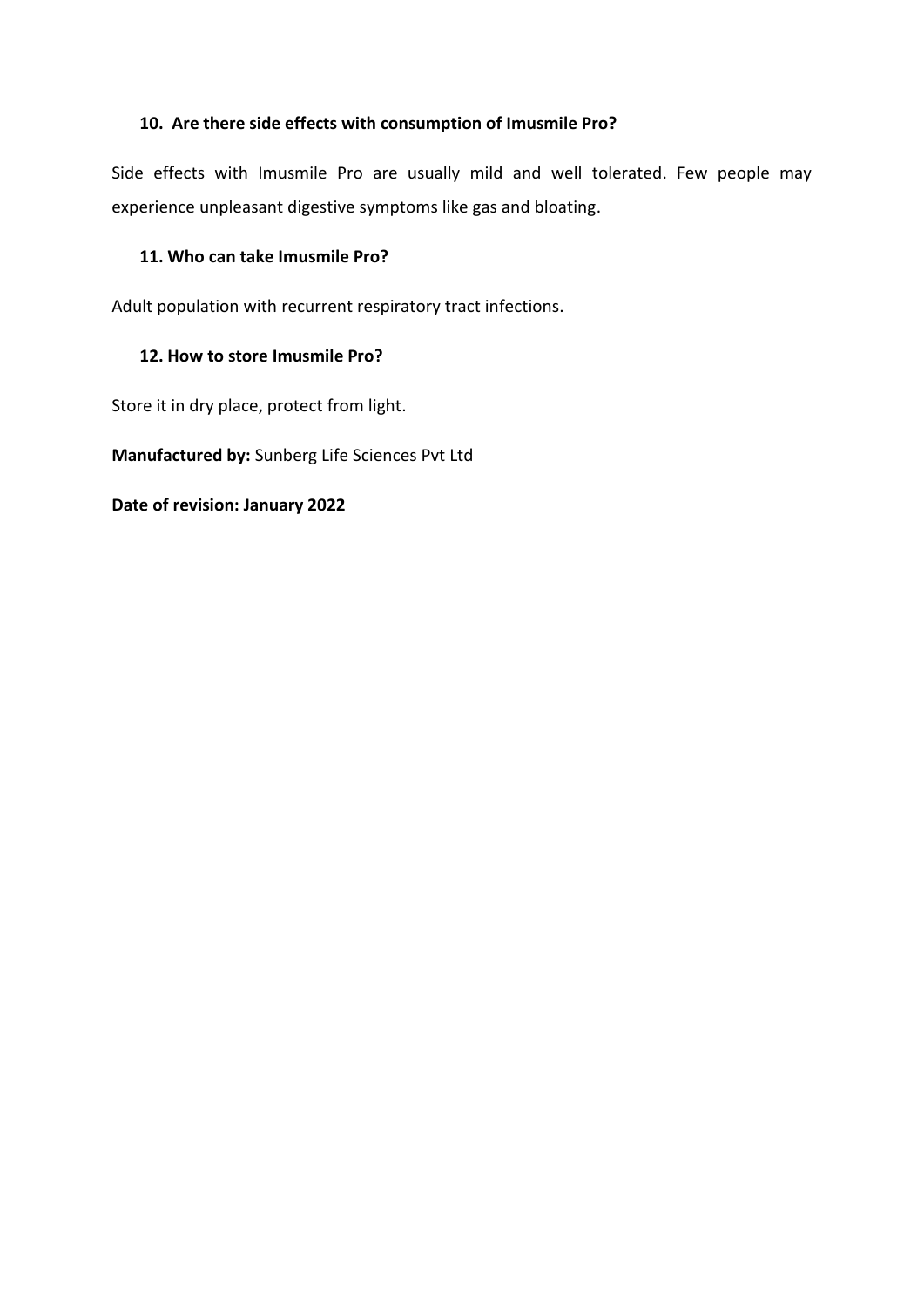### 10. Are there side effects with consumption of Imusmile Pro?

Side effects with Imusmile Pro are usually mild and well tolerated. Few people may experience unpleasant digestive symptoms like gas and bloating.

### 11. Who can take Imusmile Pro?

Adult population with recurrent respiratory tract infections.

### 12. How to store Imusmile Pro?

Store it in dry place, protect from light.

**Manufactured by:** Sunberg Life Sciences Pvt Ltd

**Date of revision: January 2022**